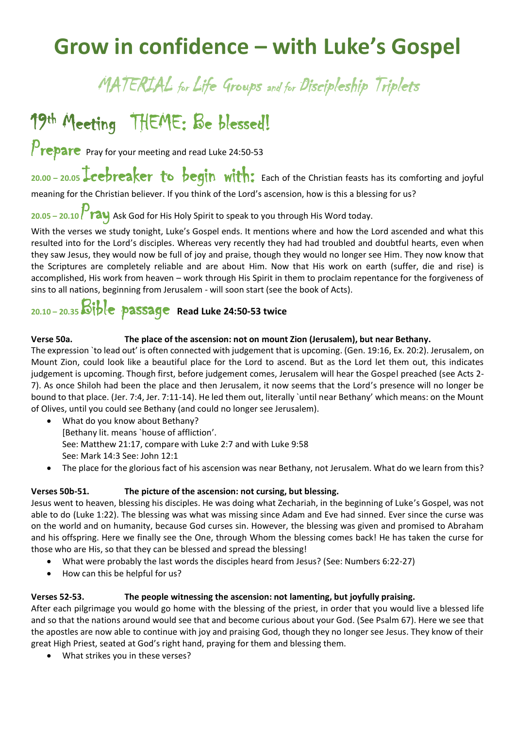# Grow in confidence – with Luke's Gospel

## MATERIAL for Life Groups and for Discipleship Triplets

## 19th Meeting THEME: Be blessed!

**Prepare** Pray for your meeting and read Luke 24:50-53

**20.00 – 20.05 Icebreaker to begin with:** Each of the Christian feasts has its comforting and joyful meaning for the Christian believer. If you think of the Lord's ascension, how is this a blessing for us?

**20.05 – 20.10 Pray** Ask God for His Holy Spirit to speak to you through His Word today.

With the verses we study tonight, Luke's Gospel ends. It mentions where and how the Lord ascended and what this resulted into for the Lord's disciples. Whereas very recently they had had troubled and doubtful hearts, even when they saw Jesus, they would now be full of joy and praise, though they would no longer see Him. They now know that the Scriptures are completely reliable and are about Him. Now that His work on earth (suffer, die and rise) is accomplished, His work from heaven – work through His Spirit in them to proclaim repentance for the forgiveness of sins to all nations, beginning from Jerusalem - will soon start (see the book of Acts).

**20.10 – 20.35 Bible passage Read Luke 24:50-53 twice**

**Verse 50a. The place of the ascension: not on mount Zion (Jerusalem), but near Bethany.**

The expression `to lead out' is often connected with judgement that is upcoming. (Gen. 19:16, Ex. 20:2). Jerusalem, on Mount Zion, could look like a beautiful place for the Lord to ascend. But as the Lord let them out, this indicates judgement is upcoming. Though first, before judgement comes, Jerusalem will hear the Gospel preached (see Acts 2-7). As once Shiloh had been the place and then Jerusalem, it now seems that the Lord's presence will no longer be bound to that place. (Jer. 7:4, Jer. 7:11-14). He led them out, literally `until near Bethany' which means: on the Mount of Olives, until you could see Bethany (and could no longer see Jerusalem).

- What do you know about Bethany?
  [Bethany lit. means `house of affliction'.
  See: Matthew 21:17, compare with Luke 2:7 and with Luke 9:58
  See: Mark 14:3 See: John 12:1
- The place for the glorious fact of his ascension was near Bethany, not Jerusalem. What do we learn from this?

**Verses 50b-51. The picture of the ascension: not cursing, but blessing.**

Jesus went to heaven, blessing his disciples. He was doing what Zechariah, in the beginning of Luke's Gospel, was not able to do (Luke 1:22). The blessing was what was missing since Adam and Eve had sinned. Ever since the curse was on the world and on humanity, because God curses sin. However, the blessing was given and promised to Abraham and his offspring. Here we finally see the One, through Whom the blessing comes back! He has taken the curse for those who are His, so that they can be blessed and spread the blessing!

- What were probably the last words the disciples heard from Jesus? (See: Numbers 6:22-27)
- How can this be helpful for us?

**Verses 52-53. The people witnessing the ascension: not lamenting, but joyfully praising.**

After each pilgrimage you would go home with the blessing of the priest, in order that you would live a blessed life and so that the nations around would see that and become curious about your God. (See Psalm 67). Here we see that the apostles are now able to continue with joy and praising God, though they no longer see Jesus. They know of their great High Priest, seated at God's right hand, praying for them and blessing them.

- What strikes you in these verses?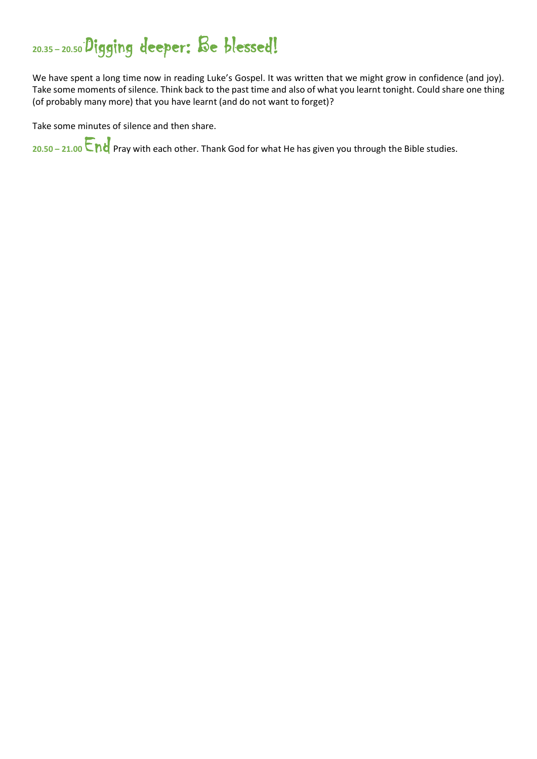## 20.35 – 20.50 Digging deeper: Be blessed!

We have spent a long time now in reading Luke's Gospel. It was written that we might grow in confidence (and joy). Take some moments of silence. Think back to the past time and also of what you learnt tonight. Could share one thing (of probably many more) that you have learnt (and do not want to forget)?

Take some minutes of silence and then share.

**20.50 – 21.00 End** Pray with each other. Thank God for what He has given you through the Bible studies.